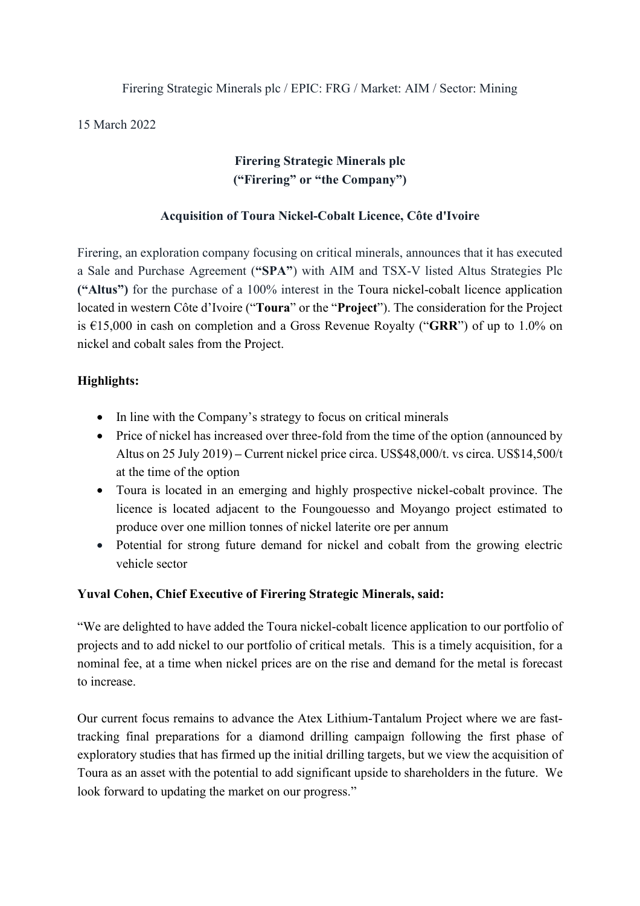Firering Strategic Minerals plc / EPIC: FRG / Market: AIM / Sector: Mining

15 March 2022

# Firering Strategic Minerals plc
# ("Firering" or "the Company")

## Acquisition of Toura Nickel-Cobalt Licence, Côte d'Ivoire

Firering, an exploration company focusing on critical minerals, announces that it has executed a Sale and Purchase Agreement (**"SPA"**) with AIM and TSX-V listed Altus Strategies Plc **("Altus")** for the purchase of a 100% interest in the Toura nickel-cobalt licence application located in western Côte d'Ivoire ("**Toura**" or the "**Project**"). The consideration for the Project is €15,000 in cash on completion and a Gross Revenue Royalty ("**GRR**") of up to 1.0% on nickel and cobalt sales from the Project.

**Highlights:**

- In line with the Company's strategy to focus on critical minerals
- Price of nickel has increased over three-fold from the time of the option (announced by Altus on 25 July 2019) – Current nickel price circa. US$48,000/t. vs circa. US$14,500/t at the time of the option
- Toura is located in an emerging and highly prospective nickel-cobalt province. The licence is located adjacent to the Foungouesso and Moyango project estimated to produce over one million tonnes of nickel laterite ore per annum
- Potential for strong future demand for nickel and cobalt from the growing electric vehicle sector

**Yuval Cohen, Chief Executive of Firering Strategic Minerals, said:**

"We are delighted to have added the Toura nickel-cobalt licence application to our portfolio of projects and to add nickel to our portfolio of critical metals. This is a timely acquisition, for a nominal fee, at a time when nickel prices are on the rise and demand for the metal is forecast to increase.

Our current focus remains to advance the Atex Lithium-Tantalum Project where we are fast-tracking final preparations for a diamond drilling campaign following the first phase of exploratory studies that has firmed up the initial drilling targets, but we view the acquisition of Toura as an asset with the potential to add significant upside to shareholders in the future. We look forward to updating the market on our progress."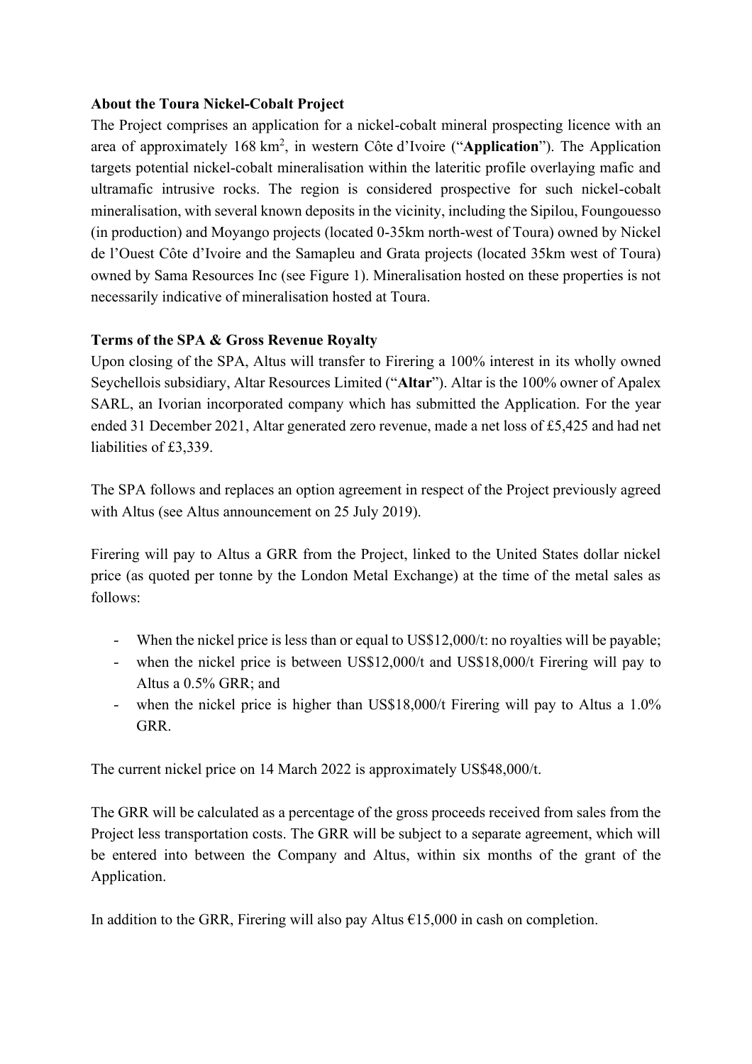**About the Toura Nickel-Cobalt Project**

The Project comprises an application for a nickel-cobalt mineral prospecting licence with an area of approximately 168 km$^2$, in western Côte d'Ivoire ("**Application**"). The Application targets potential nickel-cobalt mineralisation within the lateritic profile overlaying mafic and ultramafic intrusive rocks. The region is considered prospective for such nickel-cobalt mineralisation, with several known deposits in the vicinity, including the Sipilou, Foungouesso (in production) and Moyango projects (located 0-35km north-west of Toura) owned by Nickel de l'Ouest Côte d'Ivoire and the Samapleu and Grata projects (located 35km west of Toura) owned by Sama Resources Inc (see Figure 1). Mineralisation hosted on these properties is not necessarily indicative of mineralisation hosted at Toura.

**Terms of the SPA & Gross Revenue Royalty**

Upon closing of the SPA, Altus will transfer to Firering a 100% interest in its wholly owned Seychellois subsidiary, Altar Resources Limited ("**Altar**"). Altar is the 100% owner of Apalex SARL, an Ivorian incorporated company which has submitted the Application. For the year ended 31 December 2021, Altar generated zero revenue, made a net loss of £5,425 and had net liabilities of £3,339.

The SPA follows and replaces an option agreement in respect of the Project previously agreed with Altus (see Altus announcement on 25 July 2019).

Firering will pay to Altus a GRR from the Project, linked to the United States dollar nickel price (as quoted per tonne by the London Metal Exchange) at the time of the metal sales as follows:

- When the nickel price is less than or equal to US$12,000/t: no royalties will be payable;
- when the nickel price is between US$12,000/t and US$18,000/t Firering will pay to Altus a 0.5% GRR; and
- when the nickel price is higher than US$18,000/t Firering will pay to Altus a 1.0% GRR.

The current nickel price on 14 March 2022 is approximately US$48,000/t.

The GRR will be calculated as a percentage of the gross proceeds received from sales from the Project less transportation costs. The GRR will be subject to a separate agreement, which will be entered into between the Company and Altus, within six months of the grant of the Application.

In addition to the GRR, Firering will also pay Altus €15,000 in cash on completion.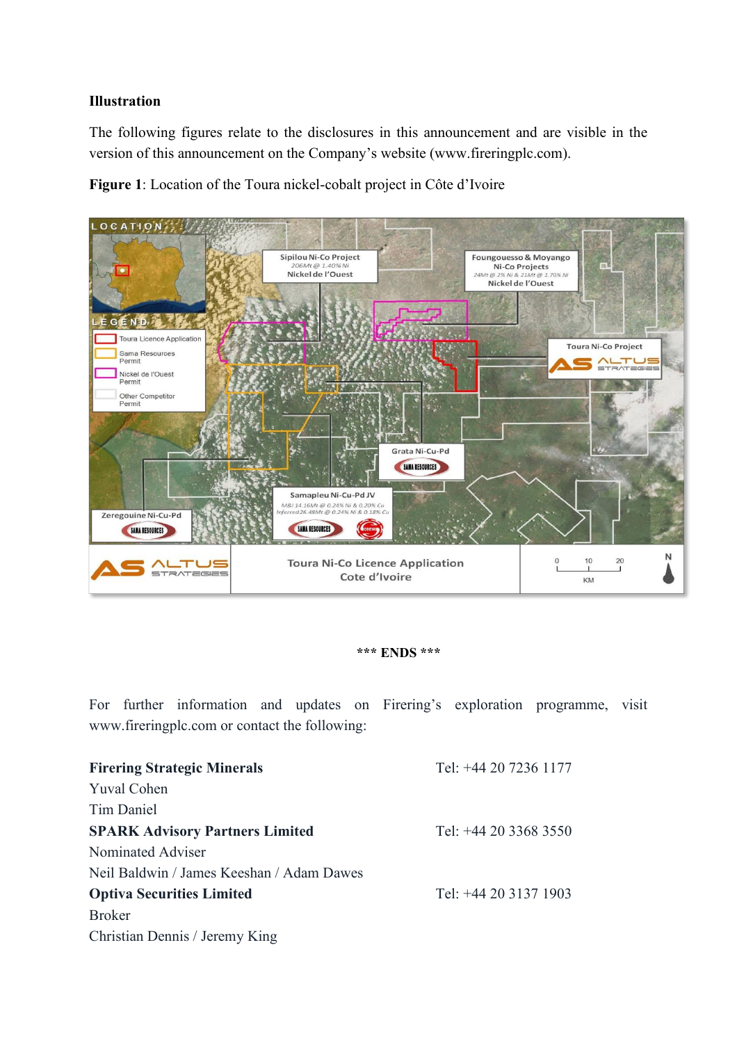**Illustration**

The following figures relate to the disclosures in this announcement and are visible in the version of this announcement on the Company's website (www.fireringplc.com).

**Figure 1**: Location of the Toura nickel-cobalt project in Côte d'Ivoire

\*\*\* ENDS \*\*\*

For further information and updates on Firering's exploration programme, visit www.fireringplc.com or contact the following:

| | |
|---|---|
| **Firering Strategic Minerals** | Tel: +44 20 7236 1177 |
| Yuval Cohen | |
| Tim Daniel | |
| **SPARK Advisory Partners Limited** | Tel: +44 20 3368 3550 |
| Nominated Adviser | |
| Neil Baldwin / James Keeshan / Adam Dawes | |
| **Optiva Securities Limited** | Tel: +44 20 3137 1903 |
| Broker | |
| Christian Dennis / Jeremy King | |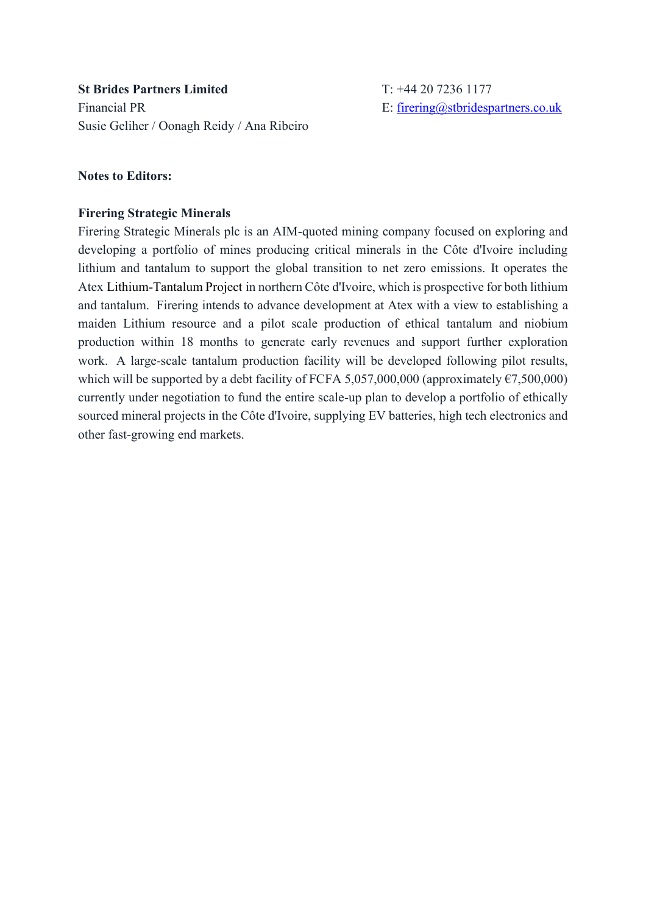**St Brides Partners Limited**
Financial PR
Susie Geliher / Oonagh Reidy / Ana Ribeiro

T: +44 20 7236 1177
E: firering@stbridespartners.co.uk

**Notes to Editors:**

**Firering Strategic Minerals**

Firering Strategic Minerals plc is an AIM-quoted mining company focused on exploring and developing a portfolio of mines producing critical minerals in the Côte d'Ivoire including lithium and tantalum to support the global transition to net zero emissions. It operates the Atex Lithium-Tantalum Project in northern Côte d'Ivoire, which is prospective for both lithium and tantalum. Firering intends to advance development at Atex with a view to establishing a maiden Lithium resource and a pilot scale production of ethical tantalum and niobium production within 18 months to generate early revenues and support further exploration work. A large-scale tantalum production facility will be developed following pilot results, which will be supported by a debt facility of FCFA 5,057,000,000 (approximately €7,500,000) currently under negotiation to fund the entire scale-up plan to develop a portfolio of ethically sourced mineral projects in the Côte d'Ivoire, supplying EV batteries, high tech electronics and other fast-growing end markets.